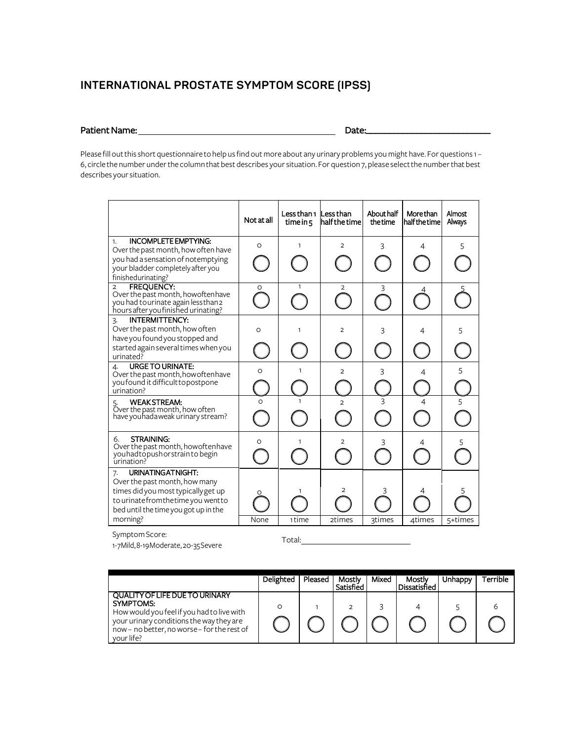## INTERNATIONAL PROSTATE SYMPTOM SCORE (IPSS)

**Patient Name:** ____________________ **Date:** ____________________

Please fill out this short questionnaire to help us find out more about any urinary problems you might have. For questions 1 – 6, circle the number under the column that best describes your situation. For question 7, please select the number that best describes your situation.

| | Not at all | Less than 1 time in 5 | Less than half the time | About half the time | More than half the time | Almost Always |
|---|---|---|---|---|---|---|
| 1. **INCOMPLETE EMPTYING:** Over the past month, how often have you had a sensation of not emptying your bladder completely after you finished urinating? | 0 | 1 | 2 | 3 | 4 | 5 |
| 2 **FREQUENCY:** Over the past month, how often have you had to urinate again less than 2 hours after you finished urinating? | 0 | 1 | 2 | 3 | 4 | 5 |
| 3. **INTERMITTENCY:** Over the past month, how often have you found you stopped and started again several times when you urinated? | 0 | 1 | 2 | 3 | 4 | 5 |
| 4. **URGE TO URINATE:** Over the past month, how often have you found it difficult to postpone urination? | 0 | 1 | 2 | 3 | 4 | 5 |
| 5. **WEAK STREAM:** Over the past month, how often have you had a weak urinary stream? | 0 | 1 | 2 | 3 | 4 | 5 |
| 6. **STRAINING:** Over the past month, how often have you had to push or strain to begin urination? | 0 | 1 | 2 | 3 | 4 | 5 |
| 7. **URINATING AT NIGHT:** Over the past month, how many times did you most typically get up to urinate from the time you went to bed until the time you got up in the morning? | 0<br>None | 1<br>1 time | 2<br>2 times | 3<br>3 times | 4<br>4 times | 5<br>5+ times |

Symptom Score:
1-7 Mild, 8-19 Moderate, 20-35 Severe

Total: ____________________

| | Delighted | Pleased | Mostly Satisfied | Mixed | Mostly Dissatisfied | Unhappy | Terrible |
|---|---|---|---|---|---|---|---|
| **QUALITY OF LIFE DUE TO URINARY SYMPTOMS:** How would you feel if you had to live with your urinary conditions the way they are now – no better, no worse – for the rest of your life? | 0 | 1 | 2 | 3 | 4 | 5 | 6 |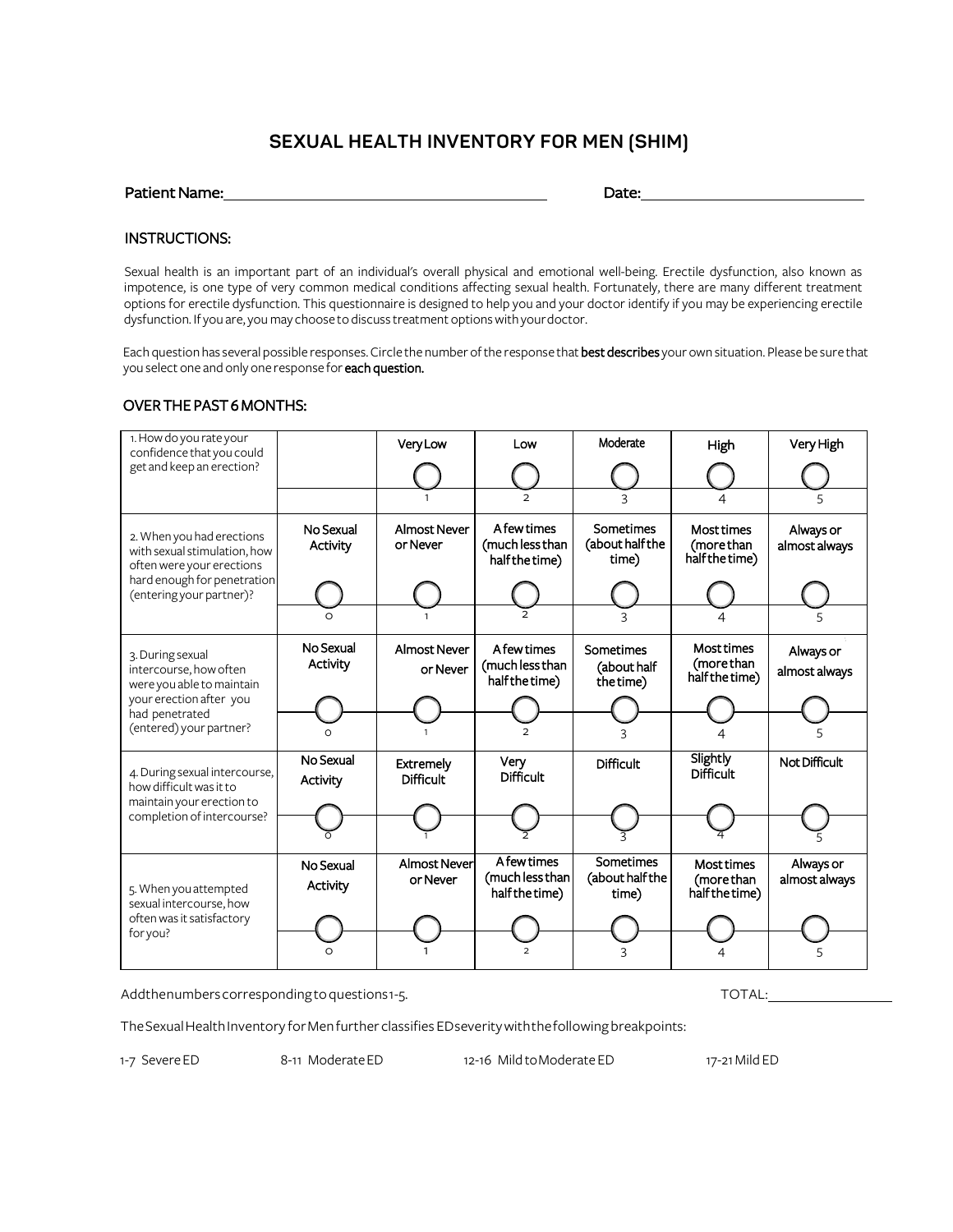# SEXUAL HEALTH INVENTORY FOR MEN (SHIM)

**Patient Name:**\_\_\_\_\_\_\_\_\_\_\_\_\_\_\_\_\_\_\_\_\_\_\_\_\_\_\_\_\_\_\_\_\_\_\_\_\_\_\_\_ **Date:**\_\_\_\_\_\_\_\_\_\_\_\_\_\_\_\_\_\_\_\_\_\_\_\_\_\_\_\_

## INSTRUCTIONS:

Sexual health is an important part of an individual's overall physical and emotional well-being. Erectile dysfunction, also known as impotence, is one type of very common medical conditions affecting sexual health. Fortunately, there are many different treatment options for erectile dysfunction. This questionnaire is designed to help you and your doctor identify if you may be experiencing erectile dysfunction. If you are, you may choose to discuss treatment options with your doctor.

Each question has several possible responses. Circle the number of the response that **best describes** your own situation. Please be sure that you select one and only one response for **each question.**

## OVER THE PAST 6 MONTHS:

| Question | | | | | | |
|---|---|---|---|---|---|---|
| 1. How do you rate your confidence that you could get and keep an erection? | | Very Low<br>1 | Low<br>2 | Moderate<br>3 | High<br>4 | Very High<br>5 |
| 2. When you had erections with sexual stimulation, how often were your erections hard enough for penetration (entering your partner)? | No Sexual Activity<br>0 | Almost Never or Never<br>1 | A few times (much less than half the time)<br>2 | Sometimes (about half the time)<br>3 | Most times (more than half the time)<br>4 | Always or almost always<br>5 |
| 3. During sexual intercourse, how often were you able to maintain your erection after you had penetrated (entered) your partner? | No Sexual Activity<br>0 | Almost Never or Never<br>1 | A few times (much less than half the time)<br>2 | Sometimes (about half the time)<br>3 | Most times (more than half the time)<br>4 | Always or almost always<br>5 |
| 4. During sexual intercourse, how difficult was it to maintain your erection to completion of intercourse? | No Sexual Activity<br>0 | Extremely Difficult<br>1 | Very Difficult<br>2 | Difficult<br>3 | Slightly Difficult<br>4 | Not Difficult<br>5 |
| 5. When you attempted sexual intercourse, how often was it satisfactory for you? | No Sexual Activity<br>0 | Almost Never or Never<br>1 | A few times (much less than half the time)<br>2 | Sometimes (about half the time)<br>3 | Most times (more than half the time)<br>4 | Always or almost always<br>5 |

Add the numbers corresponding to questions 1-5. TOTAL:\_\_\_\_\_\_\_\_\_\_\_\_\_\_\_\_

The Sexual Health Inventory for Men further classifies ED severity with the following breakpoints:

1-7 Severe ED 8-11 Moderate ED 12-16 Mild to Moderate ED 17-21 Mild ED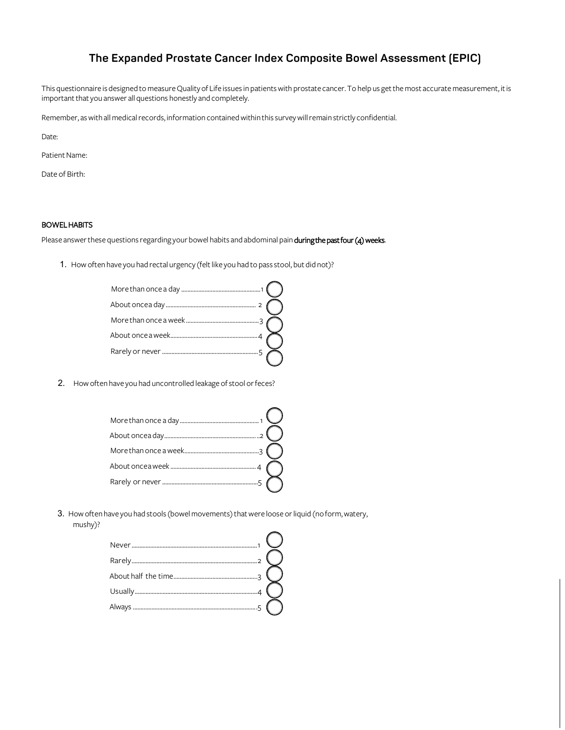# The Expanded Prostate Cancer Index Composite Bowel Assessment (EPIC)

This questionnaire is designed to measure Quality of Life issues in patients with prostate cancer. To help us get the most accurate measurement, it is important that you answer all questions honestly and completely.

Remember, as with all medical records, information contained within this survey will remain strictly confidential.

Date:

Patient Name:

Date of Birth:

**BOWEL HABITS**

Please answer these questions regarding your bowel habits and abdominal pain **during the past four (4) weeks**.

1. How often have you had rectal urgency (felt like you had to pass stool, but did not)?

   - More than once a day ........................ 1
   - About once a day ........................ 2
   - More than once a week ........................ 3
   - About once a week ........................ 4
   - Rarely or never ........................ 5

2. How often have you had uncontrolled leakage of stool or feces?

   - More than once a day ........................ 1
   - About once a day ........................ 2
   - More than once a week ........................ 3
   - About once a week ........................ 4
   - Rarely or never ........................ 5

3. How often have you had stools (bowel movements) that were loose or liquid (no form, watery, mushy)?

   - Never ........................ 1
   - Rarely ........................ 2
   - About half the time ........................ 3
   - Usually ........................ 4
   - Always ........................ 5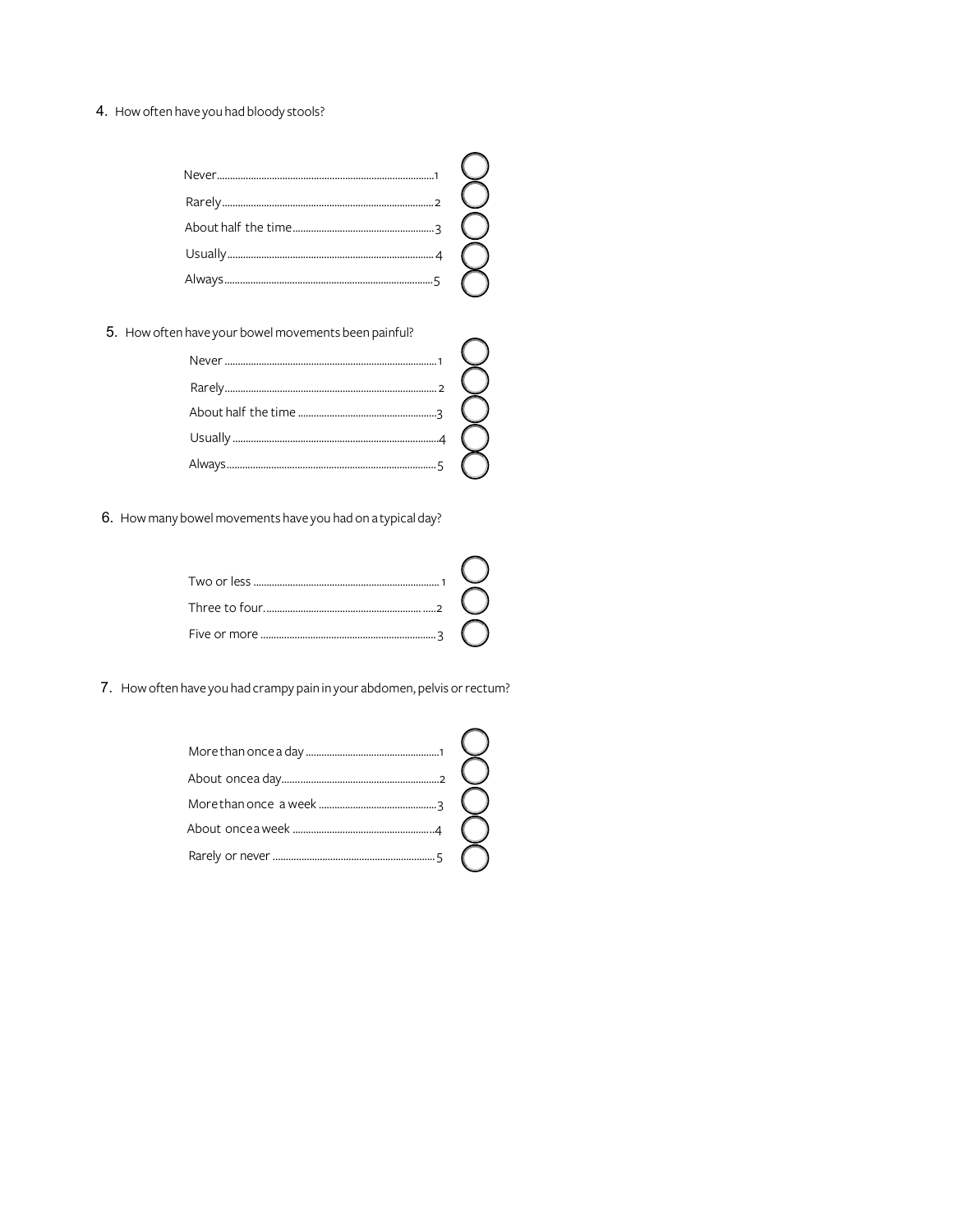4. How often have you had bloody stools?

- Never....1
- Rarely....2
- About half the time....3
- Usually....4
- Always....5

5. How often have your bowel movements been painful?

- Never....1
- Rarely....2
- About half the time....3
- Usually....4
- Always....5

6. How many bowel movements have you had on a typical day?

- Two or less....1
- Three to four....2
- Five or more....3

7. How often have you had crampy pain in your abdomen, pelvis or rectum?

- More than once a day....1
- About once a day....2
- More than once a week....3
- About once a week....4
- Rarely or never....5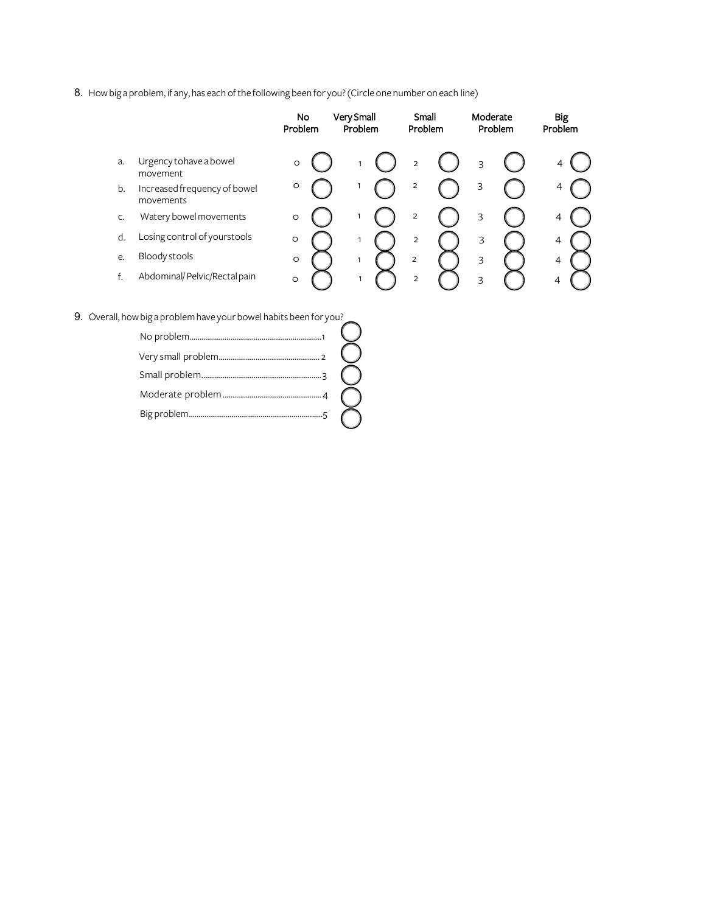8. How big a problem, if any, has each of the following been for you? (Circle one number on each line)

| | No Problem | Very Small Problem | Small Problem | Moderate Problem | Big Problem |
|---|---|---|---|---|---|
| a. Urgency to have a bowel movement | 0 | 1 | 2 | 3 | 4 |
| b. Increased frequency of bowel movements | 0 | 1 | 2 | 3 | 4 |
| c. Watery bowel movements | 0 | 1 | 2 | 3 | 4 |
| d. Losing control of your stools | 0 | 1 | 2 | 3 | 4 |
| e. Bloody stools | 0 | 1 | 2 | 3 | 4 |
| f. Abdominal/ Pelvic/Rectal pain | 0 | 1 | 2 | 3 | 4 |

9. Overall, how big a problem have your bowel habits been for you?

- No problem....................................................................1
- Very small problem.................................................... 2
- Small problem.............................................................3
- Moderate problem ....................................................4
- Big problem.................................................................5